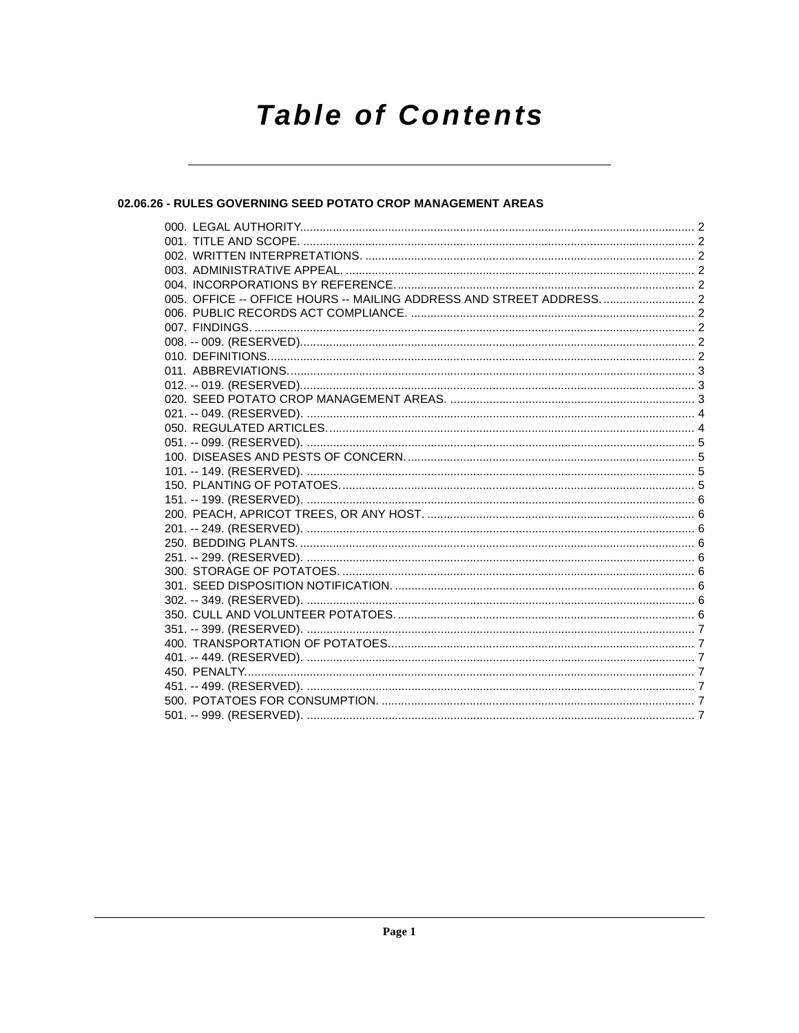# Table of Contents

## 02.06.26 - RULES GOVERNING SEED POTATO CROP MANAGEMENT AREAS

000. LEGAL AUTHORITY. ....... 2
001. TITLE AND SCOPE. ....... 2
002. WRITTEN INTERPRETATIONS. ....... 2
003. ADMINISTRATIVE APPEAL. ....... 2
004. INCORPORATIONS BY REFERENCE. ....... 2
005. OFFICE -- OFFICE HOURS -- MAILING ADDRESS AND STREET ADDRESS. ....... 2
006. PUBLIC RECORDS ACT COMPLIANCE. ....... 2
007. FINDINGS. ....... 2
008. -- 009. (RESERVED). ....... 2
010. DEFINITIONS. ....... 2
011. ABBREVIATIONS. ....... 3
012. -- 019. (RESERVED). ....... 3
020. SEED POTATO CROP MANAGEMENT AREAS. ....... 3
021. -- 049. (RESERVED). ....... 4
050. REGULATED ARTICLES. ....... 4
051. -- 099. (RESERVED). ....... 5
100. DISEASES AND PESTS OF CONCERN. ....... 5
101. -- 149. (RESERVED). ....... 5
150. PLANTING OF POTATOES. ....... 5
151. -- 199. (RESERVED). ....... 6
200. PEACH, APRICOT TREES, OR ANY HOST. ....... 6
201. -- 249. (RESERVED). ....... 6
250. BEDDING PLANTS. ....... 6
251. -- 299. (RESERVED). ....... 6
300. STORAGE OF POTATOES. ....... 6
301. SEED DISPOSITION NOTIFICATION. ....... 6
302. -- 349. (RESERVED). ....... 6
350. CULL AND VOLUNTEER POTATOES. ....... 6
351. -- 399. (RESERVED). ....... 7
400. TRANSPORTATION OF POTATOES. ....... 7
401. -- 449. (RESERVED). ....... 7
450. PENALTY. ....... 7
451. -- 499. (RESERVED). ....... 7
500. POTATOES FOR CONSUMPTION. ....... 7
501. -- 999. (RESERVED). ....... 7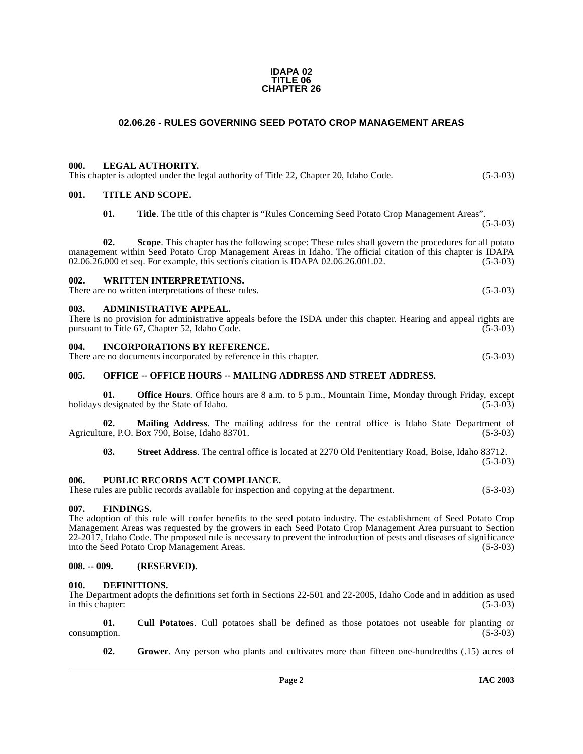**IDAPA 02**
**TITLE 06**
**CHAPTER 26**

## 02.06.26 - RULES GOVERNING SEED POTATO CROP MANAGEMENT AREAS

### 000. LEGAL AUTHORITY.

This chapter is adopted under the legal authority of Title 22, Chapter 20, Idaho Code. (5-3-03)

### 001. TITLE AND SCOPE.

**01. Title**. The title of this chapter is "Rules Concerning Seed Potato Crop Management Areas". (5-3-03)

**02. Scope**. This chapter has the following scope: These rules shall govern the procedures for all potato management within Seed Potato Crop Management Areas in Idaho. The official citation of this chapter is IDAPA 02.06.26.000 et seq. For example, this section's citation is IDAPA 02.06.26.001.02. (5-3-03)

### 002. WRITTEN INTERPRETATIONS.

There are no written interpretations of these rules. (5-3-03)

### 003. ADMINISTRATIVE APPEAL.

There is no provision for administrative appeals before the ISDA under this chapter. Hearing and appeal rights are pursuant to Title 67, Chapter 52, Idaho Code. (5-3-03)

### 004. INCORPORATIONS BY REFERENCE.

There are no documents incorporated by reference in this chapter. (5-3-03)

### 005. OFFICE -- OFFICE HOURS -- MAILING ADDRESS AND STREET ADDRESS.

**01. Office Hours**. Office hours are 8 a.m. to 5 p.m., Mountain Time, Monday through Friday, except holidays designated by the State of Idaho. (5-3-03)

**02. Mailing Address**. The mailing address for the central office is Idaho State Department of Agriculture, P.O. Box 790, Boise, Idaho 83701. (5-3-03)

**03. Street Address**. The central office is located at 2270 Old Penitentiary Road, Boise, Idaho 83712. (5-3-03)

### 006. PUBLIC RECORDS ACT COMPLIANCE.

These rules are public records available for inspection and copying at the department. (5-3-03)

### 007. FINDINGS.

The adoption of this rule will confer benefits to the seed potato industry. The establishment of Seed Potato Crop Management Areas was requested by the growers in each Seed Potato Crop Management Area pursuant to Section 22-2017, Idaho Code. The proposed rule is necessary to prevent the introduction of pests and diseases of significance into the Seed Potato Crop Management Areas. (5-3-03)

### 008. -- 009. (RESERVED).

### 010. DEFINITIONS.

The Department adopts the definitions set forth in Sections 22-501 and 22-2005, Idaho Code and in addition as used in this chapter: (5-3-03)

**01. Cull Potatoes**. Cull potatoes shall be defined as those potatoes not useable for planting or consumption. (5-3-03)

**02. Grower**. Any person who plants and cultivates more than fifteen one-hundredths (.15) acres of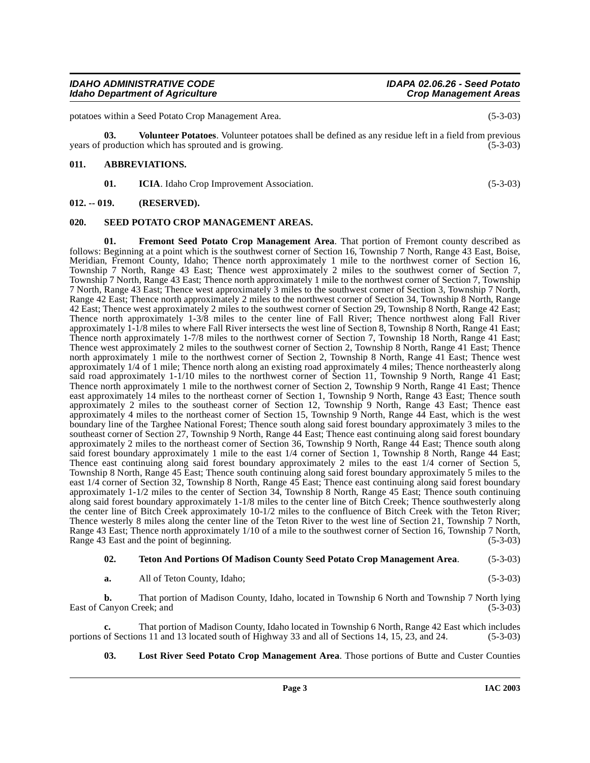potatoes within a Seed Potato Crop Management Area. (5-3-03)

**03. Volunteer Potatoes**. Volunteer potatoes shall be defined as any residue left in a field from previous years of production which has sprouted and is growing. (5-3-03)

## 011. ABBREVIATIONS.

**01. ICIA**. Idaho Crop Improvement Association. (5-3-03)

## 012. -- 019. (RESERVED).

## 020. SEED POTATO CROP MANAGEMENT AREAS.

**01. Fremont Seed Potato Crop Management Area**. That portion of Fremont county described as follows: Beginning at a point which is the southwest corner of Section 16, Township 7 North, Range 43 East, Boise, Meridian, Fremont County, Idaho; Thence north approximately 1 mile to the northwest corner of Section 16, Township 7 North, Range 43 East; Thence west approximately 2 miles to the southwest corner of Section 7, Township 7 North, Range 43 East; Thence north approximately 1 mile to the northwest corner of Section 7, Township 7 North, Range 43 East; Thence west approximately 3 miles to the southwest corner of Section 3, Township 7 North, Range 42 East; Thence north approximately 2 miles to the northwest corner of Section 34, Township 8 North, Range 42 East; Thence west approximately 2 miles to the southwest corner of Section 29, Township 8 North, Range 42 East; Thence north approximately 1-3/8 miles to the center line of Fall River; Thence northwest along Fall River approximately 1-1/8 miles to where Fall River intersects the west line of Section 8, Township 8 North, Range 41 East; Thence north approximately 1-7/8 miles to the northwest corner of Section 7, Township 18 North, Range 41 East; Thence west approximately 2 miles to the southwest corner of Section 2, Township 8 North, Range 41 East; Thence north approximately 1 mile to the northwest corner of Section 2, Township 8 North, Range 41 East; Thence west approximately 1/4 of 1 mile; Thence north along an existing road approximately 4 miles; Thence northeasterly along said road approximately 1-1/10 miles to the northwest corner of Section 11, Township 9 North, Range 41 East; Thence north approximately 1 mile to the northwest corner of Section 2, Township 9 North, Range 41 East; Thence east approximately 14 miles to the northeast corner of Section 1, Township 9 North, Range 43 East; Thence south approximately 2 miles to the southeast corner of Section 12, Township 9 North, Range 43 East; Thence east approximately 4 miles to the northeast corner of Section 15, Township 9 North, Range 44 East, which is the west boundary line of the Targhee National Forest; Thence south along said forest boundary approximately 3 miles to the southeast corner of Section 27, Township 9 North, Range 44 East; Thence east continuing along said forest boundary approximately 2 miles to the northeast corner of Section 36, Township 9 North, Range 44 East; Thence south along said forest boundary approximately 1 mile to the east 1/4 corner of Section 1, Township 8 North, Range 44 East; Thence east continuing along said forest boundary approximately 2 miles to the east 1/4 corner of Section 5, Township 8 North, Range 45 East; Thence south continuing along said forest boundary approximately 5 miles to the east 1/4 corner of Section 32, Township 8 North, Range 45 East; Thence east continuing along said forest boundary approximately 1-1/2 miles to the center of Section 34, Township 8 North, Range 45 East; Thence south continuing along said forest boundary approximately 1-1/8 miles to the center line of Bitch Creek; Thence southwesterly along the center line of Bitch Creek approximately 10-1/2 miles to the confluence of Bitch Creek with the Teton River; Thence westerly 8 miles along the center line of the Teton River to the west line of Section 21, Township 7 North, Range 43 East; Thence north approximately 1/10 of a mile to the southwest corner of Section 16, Township 7 North, Range 43 East and the point of beginning. (5-3-03)

**02. Teton And Portions Of Madison County Seed Potato Crop Management Area**. (5-3-03)

**a.** All of Teton County, Idaho; (5-3-03)

**b.** That portion of Madison County, Idaho, located in Township 6 North and Township 7 North lying East of Canyon Creek; and (5-3-03)

**c.** That portion of Madison County, Idaho located in Township 6 North, Range 42 East which includes portions of Sections 11 and 13 located south of Highway 33 and all of Sections 14, 15, 23, and 24. (5-3-03)

**03. Lost River Seed Potato Crop Management Area**. Those portions of Butte and Custer Counties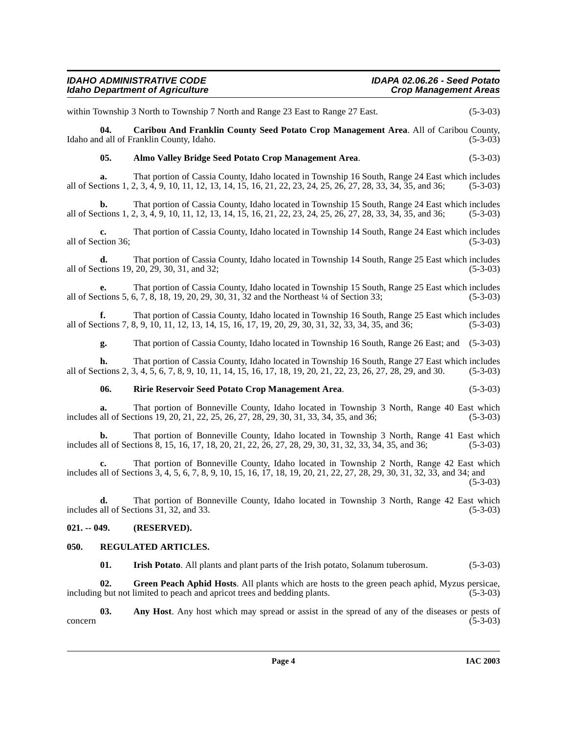within Township 3 North to Township 7 North and Range 23 East to Range 27 East. (5-3-03)

**04. Caribou And Franklin County Seed Potato Crop Management Area**. All of Caribou County, Idaho and all of Franklin County, Idaho. (5-3-03)

**05. Almo Valley Bridge Seed Potato Crop Management Area**. (5-3-03)

**a.** That portion of Cassia County, Idaho located in Township 16 South, Range 24 East which includes all of Sections 1, 2, 3, 4, 9, 10, 11, 12, 13, 14, 15, 16, 21, 22, 23, 24, 25, 26, 27, 28, 33, 34, 35, and 36; (5-3-03)

**b.** That portion of Cassia County, Idaho located in Township 15 South, Range 24 East which includes all of Sections 1, 2, 3, 4, 9, 10, 11, 12, 13, 14, 15, 16, 21, 22, 23, 24, 25, 26, 27, 28, 33, 34, 35, and 36; (5-3-03)

**c.** That portion of Cassia County, Idaho located in Township 14 South, Range 24 East which includes all of Section 36; (5-3-03)

**d.** That portion of Cassia County, Idaho located in Township 14 South, Range 25 East which includes all of Sections 19, 20, 29, 30, 31, and 32; (5-3-03)

**e.** That portion of Cassia County, Idaho located in Township 15 South, Range 25 East which includes all of Sections 5, 6, 7, 8, 18, 19, 20, 29, 30, 31, 32 and the Northeast ¼ of Section 33; (5-3-03)

**f.** That portion of Cassia County, Idaho located in Township 16 South, Range 25 East which includes all of Sections 7, 8, 9, 10, 11, 12, 13, 14, 15, 16, 17, 19, 20, 29, 30, 31, 32, 33, 34, 35, and 36; (5-3-03)

**g.** That portion of Cassia County, Idaho located in Township 16 South, Range 26 East; and (5-3-03)

**h.** That portion of Cassia County, Idaho located in Township 16 South, Range 27 East which includes all of Sections 2, 3, 4, 5, 6, 7, 8, 9, 10, 11, 14, 15, 16, 17, 18, 19, 20, 21, 22, 23, 26, 27, 28, 29, and 30. (5-3-03)

**06. Ririe Reservoir Seed Potato Crop Management Area**. (5-3-03)

**a.** That portion of Bonneville County, Idaho located in Township 3 North, Range 40 East which includes all of Sections 19, 20, 21, 22, 25, 26, 27, 28, 29, 30, 31, 33, 34, 35, and 36; (5-3-03)

**b.** That portion of Bonneville County, Idaho located in Township 3 North, Range 41 East which includes all of Sections 8, 15, 16, 17, 18, 20, 21, 22, 26, 27, 28, 29, 30, 31, 32, 33, 34, 35, and 36; (5-3-03)

**c.** That portion of Bonneville County, Idaho located in Township 2 North, Range 42 East which includes all of Sections 3, 4, 5, 6, 7, 8, 9, 10, 15, 16, 17, 18, 19, 20, 21, 22, 27, 28, 29, 30, 31, 32, 33, and 34; and (5-3-03)

**d.** That portion of Bonneville County, Idaho located in Township 3 North, Range 42 East which includes all of Sections 31, 32, and 33. (5-3-03)

## 021. -- 049. (RESERVED).

## 050. REGULATED ARTICLES.

**01. Irish Potato**. All plants and plant parts of the Irish potato, Solanum tuberosum. (5-3-03)

**02. Green Peach Aphid Hosts**. All plants which are hosts to the green peach aphid, Myzus persicae, including but not limited to peach and apricot trees and bedding plants. (5-3-03)

**03. Any Host**. Any host which may spread or assist in the spread of any of the diseases or pests of concern (5-3-03)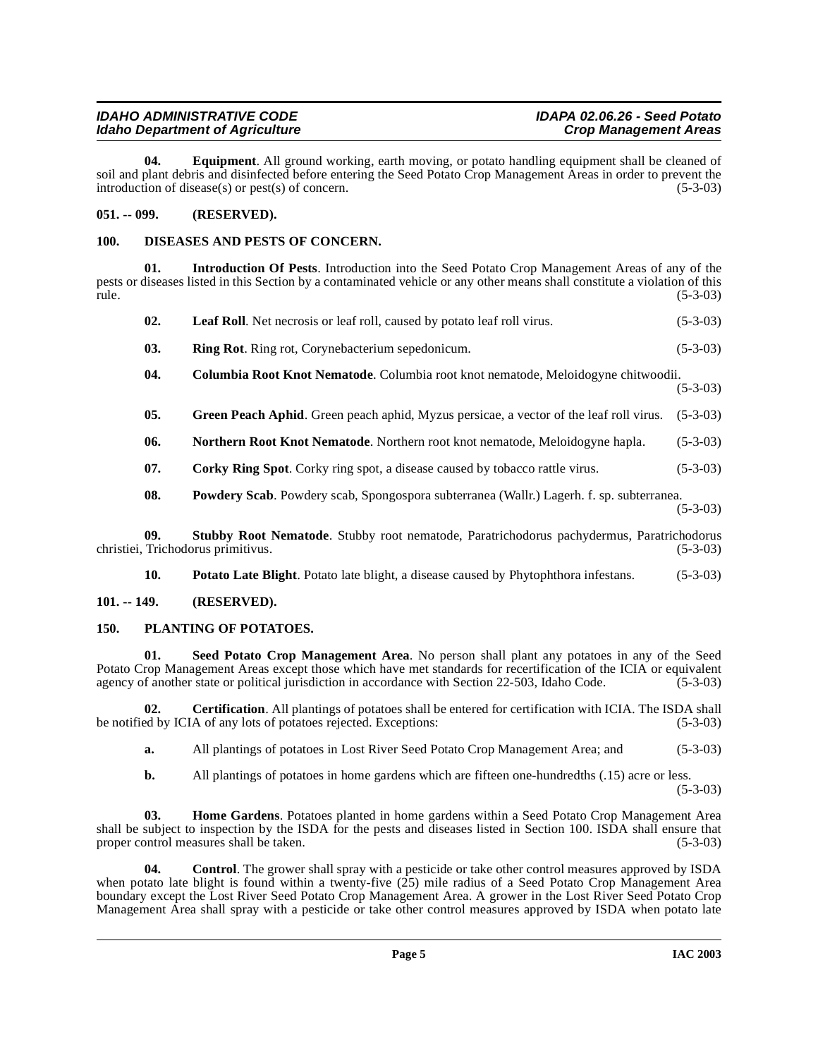**04. Equipment**. All ground working, earth moving, or potato handling equipment shall be cleaned of soil and plant debris and disinfected before entering the Seed Potato Crop Management Areas in order to prevent the introduction of disease(s) or pest(s) of concern. (5-3-03)

## 051. -- 099. (RESERVED).

## 100. DISEASES AND PESTS OF CONCERN.

**01. Introduction Of Pests**. Introduction into the Seed Potato Crop Management Areas of any of the pests or diseases listed in this Section by a contaminated vehicle or any other means shall constitute a violation of this rule. (5-3-03)

**02. Leaf Roll**. Net necrosis or leaf roll, caused by potato leaf roll virus. (5-3-03)

**03. Ring Rot**. Ring rot, Corynebacterium sepedonicum. (5-3-03)

**04. Columbia Root Knot Nematode**. Columbia root knot nematode, Meloidogyne chitwoodii. (5-3-03)

**05. Green Peach Aphid**. Green peach aphid, Myzus persicae, a vector of the leaf roll virus. (5-3-03)

**06. Northern Root Knot Nematode**. Northern root knot nematode, Meloidogyne hapla. (5-3-03)

**07. Corky Ring Spot**. Corky ring spot, a disease caused by tobacco rattle virus. (5-3-03)

**08. Powdery Scab**. Powdery scab, Spongospora subterranea (Wallr.) Lagerh. f. sp. subterranea. (5-3-03)

**09. Stubby Root Nematode**. Stubby root nematode, Paratrichodorus pachydermus, Paratrichodorus christiei, Trichodorus primitivus. (5-3-03)

**10. Potato Late Blight**. Potato late blight, a disease caused by Phytophthora infestans. (5-3-03)

## 101. -- 149. (RESERVED).

## 150. PLANTING OF POTATOES.

**01. Seed Potato Crop Management Area**. No person shall plant any potatoes in any of the Seed Potato Crop Management Areas except those which have met standards for recertification of the ICIA or equivalent agency of another state or political jurisdiction in accordance with Section 22-503, Idaho Code. (5-3-03)

**02. Certification**. All plantings of potatoes shall be entered for certification with ICIA. The ISDA shall be notified by ICIA of any lots of potatoes rejected. Exceptions: (5-3-03)

**a.** All plantings of potatoes in Lost River Seed Potato Crop Management Area; and (5-3-03)

**b.** All plantings of potatoes in home gardens which are fifteen one-hundredths (.15) acre or less. (5-3-03)

**03. Home Gardens**. Potatoes planted in home gardens within a Seed Potato Crop Management Area shall be subject to inspection by the ISDA for the pests and diseases listed in Section 100. ISDA shall ensure that proper control measures shall be taken. (5-3-03)

**04. Control**. The grower shall spray with a pesticide or take other control measures approved by ISDA when potato late blight is found within a twenty-five (25) mile radius of a Seed Potato Crop Management Area boundary except the Lost River Seed Potato Crop Management Area. A grower in the Lost River Seed Potato Crop Management Area shall spray with a pesticide or take other control measures approved by ISDA when potato late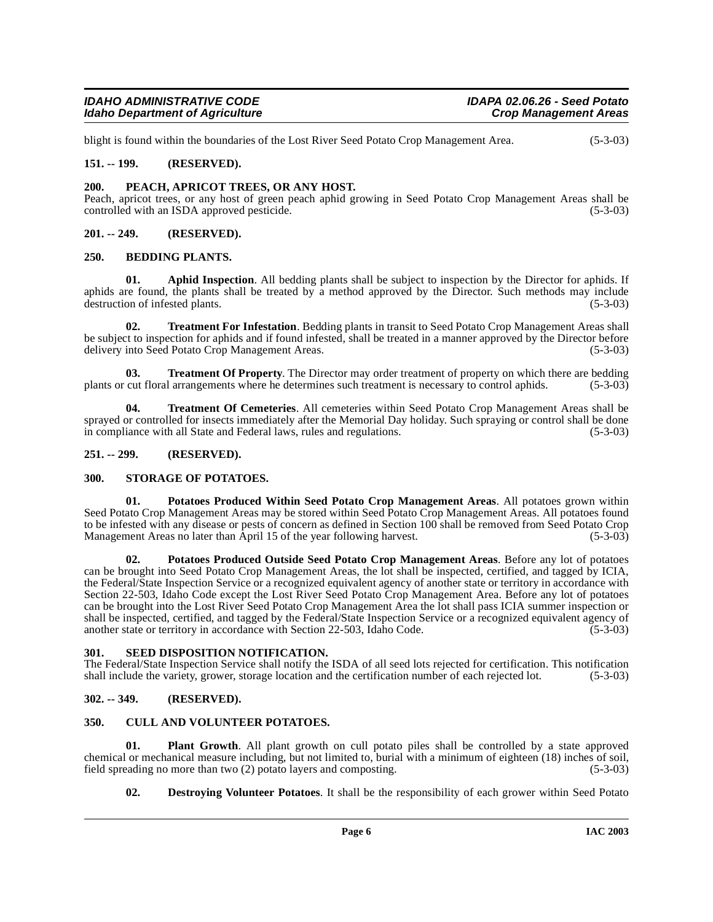blight is found within the boundaries of the Lost River Seed Potato Crop Management Area. (5-3-03)

## 151. -- 199. (RESERVED).

## 200. PEACH, APRICOT TREES, OR ANY HOST.

Peach, apricot trees, or any host of green peach aphid growing in Seed Potato Crop Management Areas shall be controlled with an ISDA approved pesticide. (5-3-03)

## 201. -- 249. (RESERVED).

## 250. BEDDING PLANTS.

**01. Aphid Inspection**. All bedding plants shall be subject to inspection by the Director for aphids. If aphids are found, the plants shall be treated by a method approved by the Director. Such methods may include destruction of infested plants. (5-3-03)

**02. Treatment For Infestation**. Bedding plants in transit to Seed Potato Crop Management Areas shall be subject to inspection for aphids and if found infested, shall be treated in a manner approved by the Director before delivery into Seed Potato Crop Management Areas. (5-3-03)

**03. Treatment Of Property**. The Director may order treatment of property on which there are bedding plants or cut floral arrangements where he determines such treatment is necessary to control aphids. (5-3-03)

**04. Treatment Of Cemeteries**. All cemeteries within Seed Potato Crop Management Areas shall be sprayed or controlled for insects immediately after the Memorial Day holiday. Such spraying or control shall be done in compliance with all State and Federal laws, rules and regulations. (5-3-03)

## 251. -- 299. (RESERVED).

## 300. STORAGE OF POTATOES.

**01. Potatoes Produced Within Seed Potato Crop Management Areas**. All potatoes grown within Seed Potato Crop Management Areas may be stored within Seed Potato Crop Management Areas. All potatoes found to be infested with any disease or pests of concern as defined in Section 100 shall be removed from Seed Potato Crop Management Areas no later than April 15 of the year following harvest. (5-3-03)

**02. Potatoes Produced Outside Seed Potato Crop Management Areas**. Before any lot of potatoes can be brought into Seed Potato Crop Management Areas, the lot shall be inspected, certified, and tagged by ICIA, the Federal/State Inspection Service or a recognized equivalent agency of another state or territory in accordance with Section 22-503, Idaho Code except the Lost River Seed Potato Crop Management Area. Before any lot of potatoes can be brought into the Lost River Seed Potato Crop Management Area the lot shall pass ICIA summer inspection or shall be inspected, certified, and tagged by the Federal/State Inspection Service or a recognized equivalent agency of another state or territory in accordance with Section 22-503, Idaho Code. (5-3-03)

## 301. SEED DISPOSITION NOTIFICATION.

The Federal/State Inspection Service shall notify the ISDA of all seed lots rejected for certification. This notification shall include the variety, grower, storage location and the certification number of each rejected lot. (5-3-03)

## 302. -- 349. (RESERVED).

## 350. CULL AND VOLUNTEER POTATOES.

**01. Plant Growth**. All plant growth on cull potato piles shall be controlled by a state approved chemical or mechanical measure including, but not limited to, burial with a minimum of eighteen (18) inches of soil, field spreading no more than two (2) potato layers and composting. (5-3-03)

**02. Destroying Volunteer Potatoes**. It shall be the responsibility of each grower within Seed Potato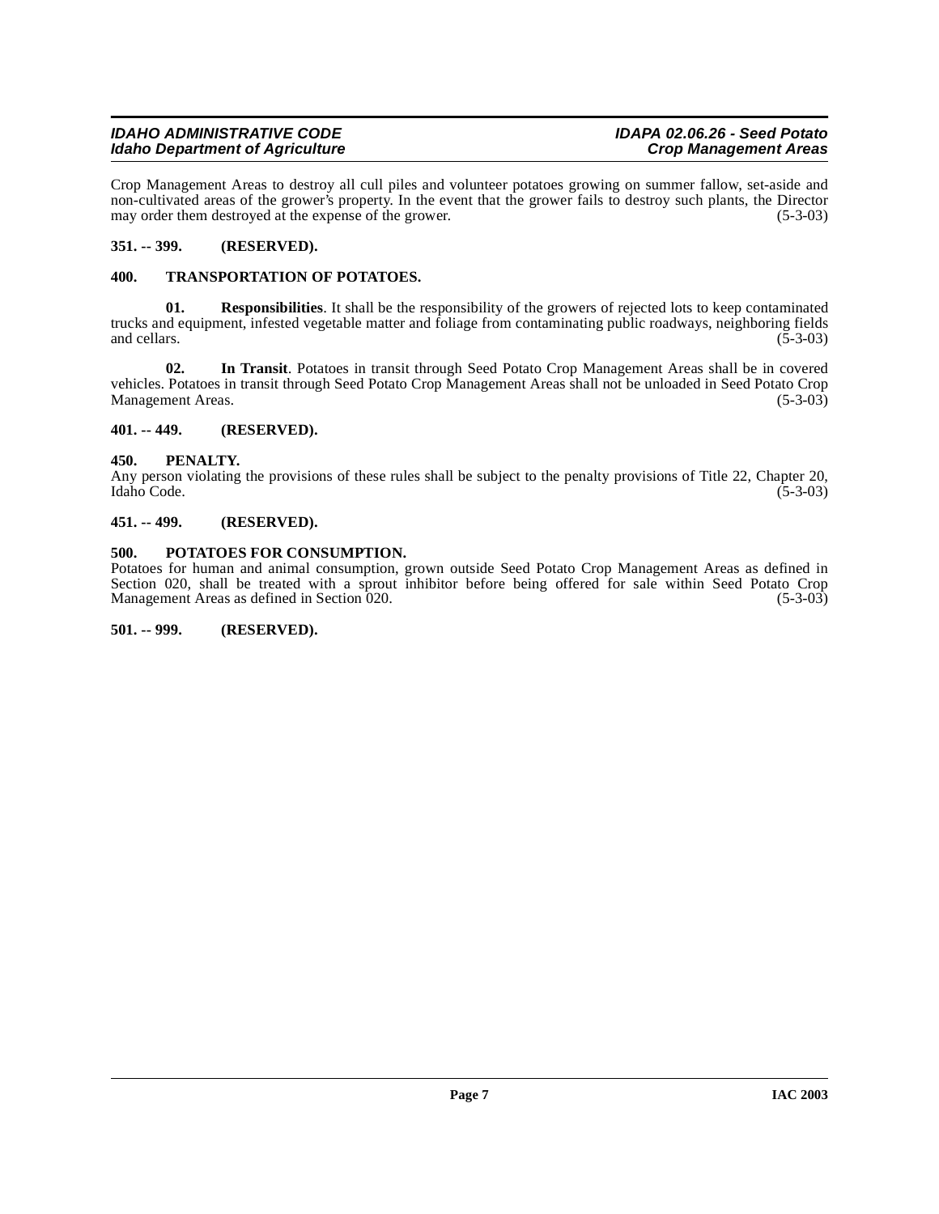Crop Management Areas to destroy all cull piles and volunteer potatoes growing on summer fallow, set-aside and non-cultivated areas of the grower's property. In the event that the grower fails to destroy such plants, the Director may order them destroyed at the expense of the grower. (5-3-03)

**351. -- 399. (RESERVED).**

**400. TRANSPORTATION OF POTATOES.**

**01. Responsibilities**. It shall be the responsibility of the growers of rejected lots to keep contaminated trucks and equipment, infested vegetable matter and foliage from contaminating public roadways, neighboring fields and cellars. (5-3-03)

**02. In Transit**. Potatoes in transit through Seed Potato Crop Management Areas shall be in covered vehicles. Potatoes in transit through Seed Potato Crop Management Areas shall not be unloaded in Seed Potato Crop Management Areas. (5-3-03)

**401. -- 449. (RESERVED).**

**450. PENALTY.**

Any person violating the provisions of these rules shall be subject to the penalty provisions of Title 22, Chapter 20, Idaho Code. (5-3-03)

**451. -- 499. (RESERVED).**

**500. POTATOES FOR CONSUMPTION.**

Potatoes for human and animal consumption, grown outside Seed Potato Crop Management Areas as defined in Section 020, shall be treated with a sprout inhibitor before being offered for sale within Seed Potato Crop Management Areas as defined in Section 020. (5-3-03)

**501. -- 999. (RESERVED).**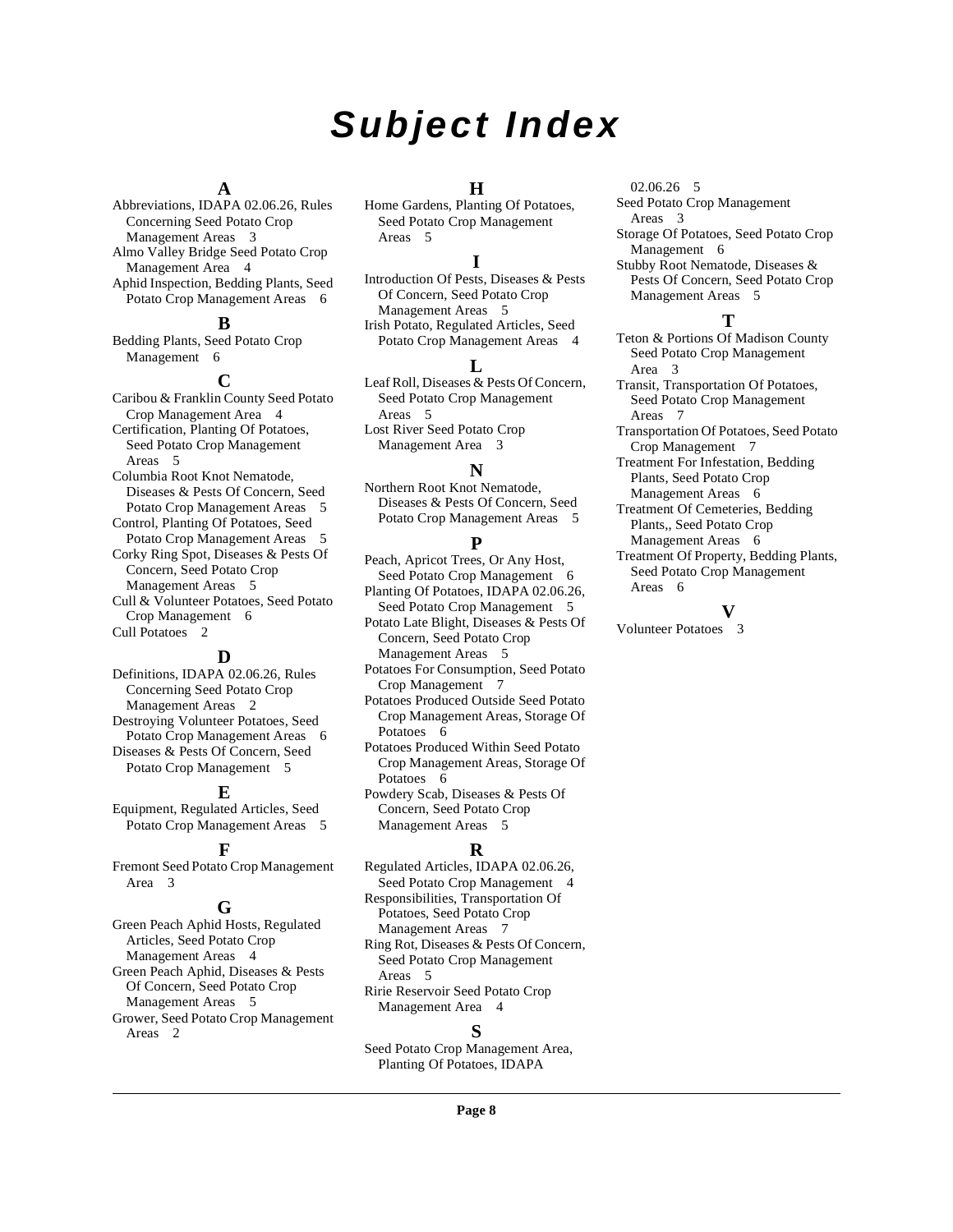# Subject Index

**A**

Abbreviations, IDAPA 02.06.26, Rules Concerning Seed Potato Crop Management Areas 3
Almo Valley Bridge Seed Potato Crop Management Area 4
Aphid Inspection, Bedding Plants, Seed Potato Crop Management Areas 6

**B**

Bedding Plants, Seed Potato Crop Management 6

**C**

Caribou & Franklin County Seed Potato Crop Management Area 4
Certification, Planting Of Potatoes, Seed Potato Crop Management Areas 5
Columbia Root Knot Nematode, Diseases & Pests Of Concern, Seed Potato Crop Management Areas 5
Control, Planting Of Potatoes, Seed Potato Crop Management Areas 5
Corky Ring Spot, Diseases & Pests Of Concern, Seed Potato Crop Management Areas 5
Cull & Volunteer Potatoes, Seed Potato Crop Management 6
Cull Potatoes 2

**D**

Definitions, IDAPA 02.06.26, Rules Concerning Seed Potato Crop Management Areas 2
Destroying Volunteer Potatoes, Seed Potato Crop Management Areas 6
Diseases & Pests Of Concern, Seed Potato Crop Management 5

**E**

Equipment, Regulated Articles, Seed Potato Crop Management Areas 5

**F**

Fremont Seed Potato Crop Management Area 3

**G**

Green Peach Aphid Hosts, Regulated Articles, Seed Potato Crop Management Areas 4
Green Peach Aphid, Diseases & Pests Of Concern, Seed Potato Crop Management Areas 5
Grower, Seed Potato Crop Management Areas 2

**H**

Home Gardens, Planting Of Potatoes, Seed Potato Crop Management Areas 5

**I**

Introduction Of Pests, Diseases & Pests Of Concern, Seed Potato Crop Management Areas 5
Irish Potato, Regulated Articles, Seed Potato Crop Management Areas 4

**L**

Leaf Roll, Diseases & Pests Of Concern, Seed Potato Crop Management Areas 5
Lost River Seed Potato Crop Management Area 3

**N**

Northern Root Knot Nematode, Diseases & Pests Of Concern, Seed Potato Crop Management Areas 5

**P**

Peach, Apricot Trees, Or Any Host, Seed Potato Crop Management 6
Planting Of Potatoes, IDAPA 02.06.26, Seed Potato Crop Management 5
Potato Late Blight, Diseases & Pests Of Concern, Seed Potato Crop Management Areas 5
Potatoes For Consumption, Seed Potato Crop Management 7
Potatoes Produced Outside Seed Potato Crop Management Areas, Storage Of Potatoes 6
Potatoes Produced Within Seed Potato Crop Management Areas, Storage Of Potatoes 6
Powdery Scab, Diseases & Pests Of Concern, Seed Potato Crop Management Areas 5

**R**

Regulated Articles, IDAPA 02.06.26, Seed Potato Crop Management 4
Responsibilities, Transportation Of Potatoes, Seed Potato Crop Management Areas 7
Ring Rot, Diseases & Pests Of Concern, Seed Potato Crop Management Areas 5
Ririe Reservoir Seed Potato Crop Management Area 4

**S**

Seed Potato Crop Management Area, Planting Of Potatoes, IDAPA 02.06.26 5
Seed Potato Crop Management Areas 3
Storage Of Potatoes, Seed Potato Crop Management 6
Stubby Root Nematode, Diseases & Pests Of Concern, Seed Potato Crop Management Areas 5

**T**

Teton & Portions Of Madison County Seed Potato Crop Management Area 3
Transit, Transportation Of Potatoes, Seed Potato Crop Management Areas 7
Transportation Of Potatoes, Seed Potato Crop Management 7
Treatment For Infestation, Bedding Plants, Seed Potato Crop Management Areas 6
Treatment Of Cemeteries, Bedding Plants,, Seed Potato Crop Management Areas 6
Treatment Of Property, Bedding Plants, Seed Potato Crop Management Areas 6

**V**

Volunteer Potatoes 3